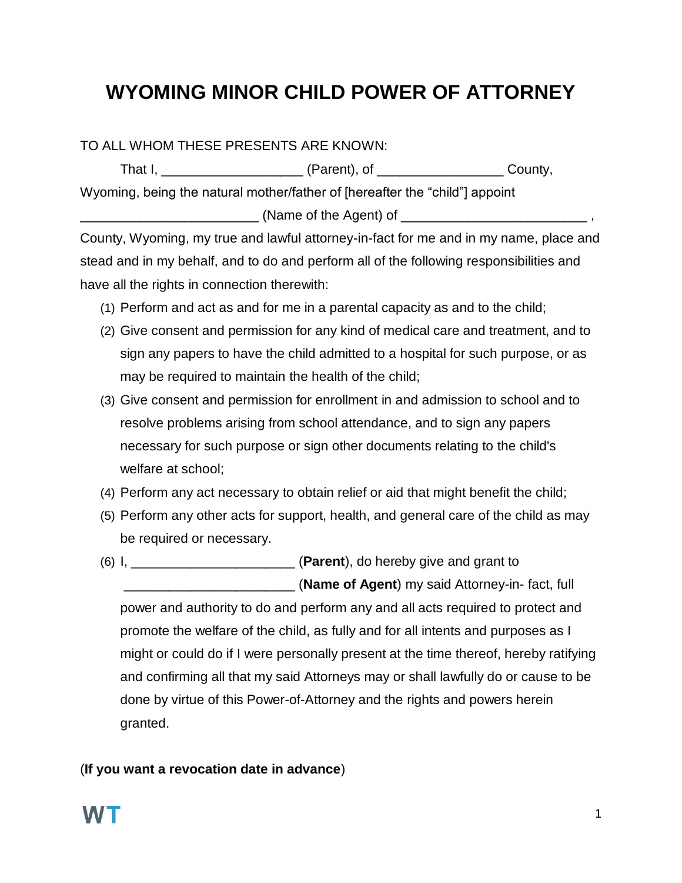# WYOMING MINOR CHILD POWER OF ATTORNEY

TO ALL WHOM THESE PRESENTS ARE KNOWN:

That I, ___________________ (Parent), of _________________ County, Wyoming, being the natural mother/father of [hereafter the "child"] appoint ________________________ (Name of the Agent) of _________________________ , County, Wyoming, my true and lawful attorney-in-fact for me and in my name, place and stead and in my behalf, and to do and perform all of the following responsibilities and have all the rights in connection therewith:

(1) Perform and act as and for me in a parental capacity as and to the child;

(2) Give consent and permission for any kind of medical care and treatment, and to sign any papers to have the child admitted to a hospital for such purpose, or as may be required to maintain the health of the child;

(3) Give consent and permission for enrollment in and admission to school and to resolve problems arising from school attendance, and to sign any papers necessary for such purpose or sign other documents relating to the child's welfare at school;

(4) Perform any act necessary to obtain relief or aid that might benefit the child;

(5) Perform any other acts for support, health, and general care of the child as may be required or necessary.

(6) I, ______________________ (**Parent**), do hereby give and grant to _______________________ (**Name of Agent**) my said Attorney-in- fact, full power and authority to do and perform any and all acts required to protect and promote the welfare of the child, as fully and for all intents and purposes as I might or could do if I were personally present at the time thereof, hereby ratifying and confirming all that my said Attorneys may or shall lawfully do or cause to be done by virtue of this Power-of-Attorney and the rights and powers herein granted.

(**If you want a revocation date in advance**)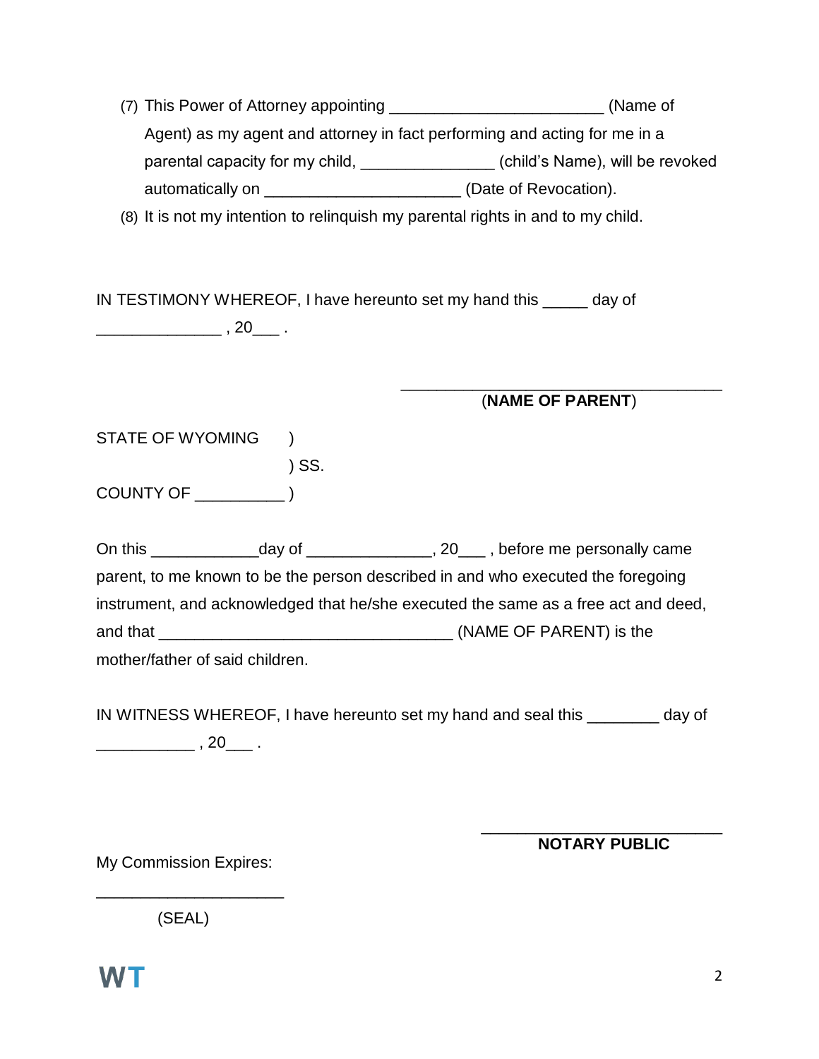(7) This Power of Attorney appointing ________________________ (Name of Agent) as my agent and attorney in fact performing and acting for me in a parental capacity for my child, _______________ (child's Name), will be revoked automatically on ______________________ (Date of Revocation).

(8) It is not my intention to relinquish my parental rights in and to my child.

IN TESTIMONY WHEREOF, I have hereunto set my hand this _____ day of ______________ , 20___ .

____________________________________
(**NAME OF PARENT**)

STATE OF WYOMING )
) SS.
COUNTY OF __________ )

On this ____________day of ______________, 20___ , before me personally came parent, to me known to be the person described in and who executed the foregoing instrument, and acknowledged that he/she executed the same as a free act and deed, and that _________________________________ (NAME OF PARENT) is the mother/father of said children.

IN WITNESS WHEREOF, I have hereunto set my hand and seal this ________ day of ___________ , 20___ .

___________________________
**NOTARY PUBLIC**

My Commission Expires:

_____________________
(SEAL)